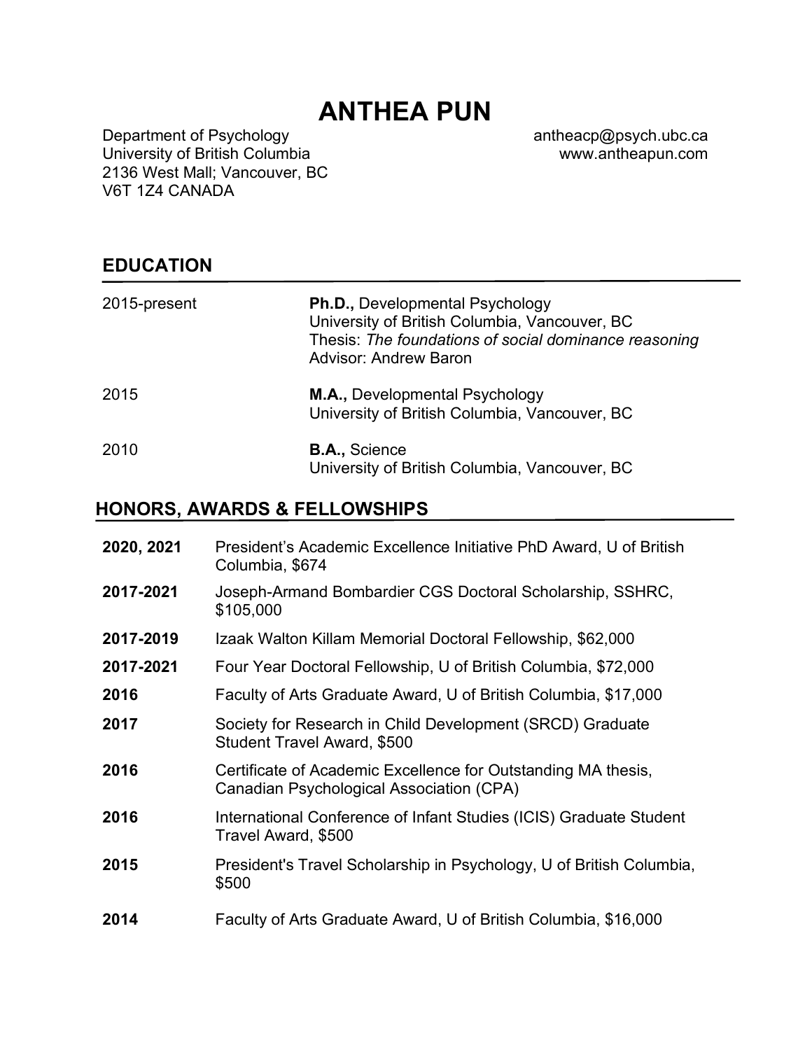# ANTHEA PUN

Department of Psychology
University of British Columbia
2136 West Mall; Vancouver, BC
V6T 1Z4 CANADA

antheacp@psych.ubc.ca
www.antheapun.com

## EDUCATION

| | |
|---|---|
| 2015-present | **Ph.D.,** Developmental Psychology<br>University of British Columbia, Vancouver, BC<br>Thesis: *The foundations of social dominance reasoning*<br>Advisor: Andrew Baron |
| 2015 | **M.A.,** Developmental Psychology<br>University of British Columbia, Vancouver, BC |
| 2010 | **B.A.,** Science<br>University of British Columbia, Vancouver, BC |

## HONORS, AWARDS & FELLOWSHIPS

| | |
|---|---|
| **2020, 2021** | President's Academic Excellence Initiative PhD Award, U of British Columbia, $674 |
| **2017-2021** | Joseph-Armand Bombardier CGS Doctoral Scholarship, SSHRC, $105,000 |
| **2017-2019** | Izaak Walton Killam Memorial Doctoral Fellowship, $62,000 |
| **2017-2021** | Four Year Doctoral Fellowship, U of British Columbia, $72,000 |
| **2016** | Faculty of Arts Graduate Award, U of British Columbia, $17,000 |
| **2017** | Society for Research in Child Development (SRCD) Graduate Student Travel Award, $500 |
| **2016** | Certificate of Academic Excellence for Outstanding MA thesis, Canadian Psychological Association (CPA) |
| **2016** | International Conference of Infant Studies (ICIS) Graduate Student Travel Award, $500 |
| **2015** | President's Travel Scholarship in Psychology, U of British Columbia, $500 |
| **2014** | Faculty of Arts Graduate Award, U of British Columbia, $16,000 |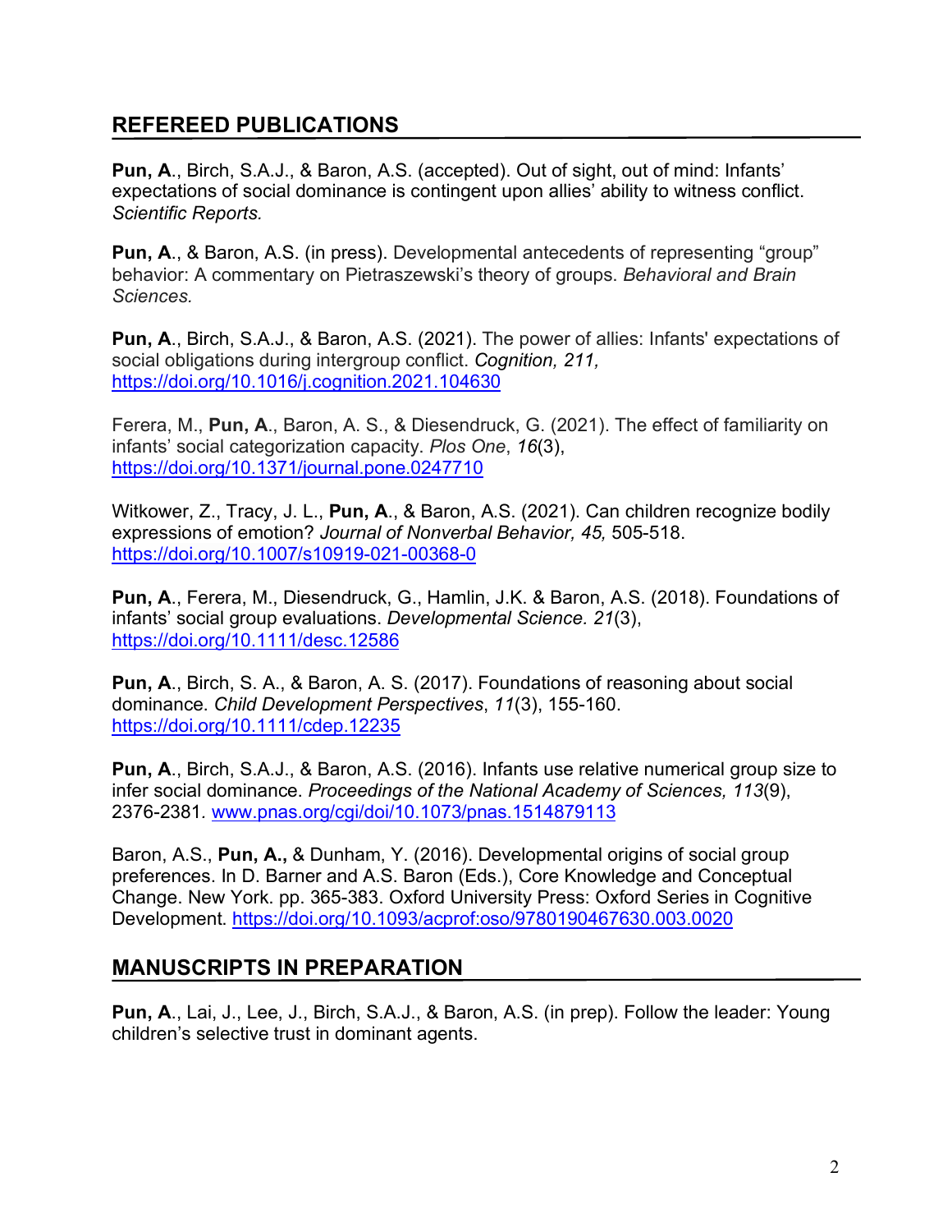## REFEREED PUBLICATIONS

**Pun, A**., Birch, S.A.J., & Baron, A.S. (accepted). Out of sight, out of mind: Infants' expectations of social dominance is contingent upon allies' ability to witness conflict. *Scientific Reports.*

**Pun, A**., & Baron, A.S. (in press). Developmental antecedents of representing "group" behavior: A commentary on Pietraszewski's theory of groups. *Behavioral and Brain Sciences.*

**Pun, A**., Birch, S.A.J., & Baron, A.S. (2021). The power of allies: Infants' expectations of social obligations during intergroup conflict. *Cognition, 211,* https://doi.org/10.1016/j.cognition.2021.104630

Ferera, M., **Pun, A**., Baron, A. S., & Diesendruck, G. (2021). The effect of familiarity on infants' social categorization capacity. *Plos One*, *16*(3), https://doi.org/10.1371/journal.pone.0247710

Witkower, Z., Tracy, J. L., **Pun, A**., & Baron, A.S. (2021). Can children recognize bodily expressions of emotion? *Journal of Nonverbal Behavior, 45,* 505-518. https://doi.org/10.1007/s10919-021-00368-0

**Pun, A**., Ferera, M., Diesendruck, G., Hamlin, J.K. & Baron, A.S. (2018). Foundations of infants' social group evaluations. *Developmental Science. 21*(3), https://doi.org/10.1111/desc.12586

**Pun, A**., Birch, S. A., & Baron, A. S. (2017). Foundations of reasoning about social dominance. *Child Development Perspectives*, *11*(3), 155-160. https://doi.org/10.1111/cdep.12235

**Pun, A**., Birch, S.A.J., & Baron, A.S. (2016). Infants use relative numerical group size to infer social dominance. *Proceedings of the National Academy of Sciences, 113*(9), 2376-2381. www.pnas.org/cgi/doi/10.1073/pnas.1514879113

Baron, A.S., **Pun, A.,** & Dunham, Y. (2016). Developmental origins of social group preferences. In D. Barner and A.S. Baron (Eds.), Core Knowledge and Conceptual Change. New York. pp. 365-383. Oxford University Press: Oxford Series in Cognitive Development. https://doi.org/10.1093/acprof:oso/9780190467630.003.0020

## MANUSCRIPTS IN PREPARATION

**Pun, A**., Lai, J., Lee, J., Birch, S.A.J., & Baron, A.S. (in prep). Follow the leader: Young children's selective trust in dominant agents.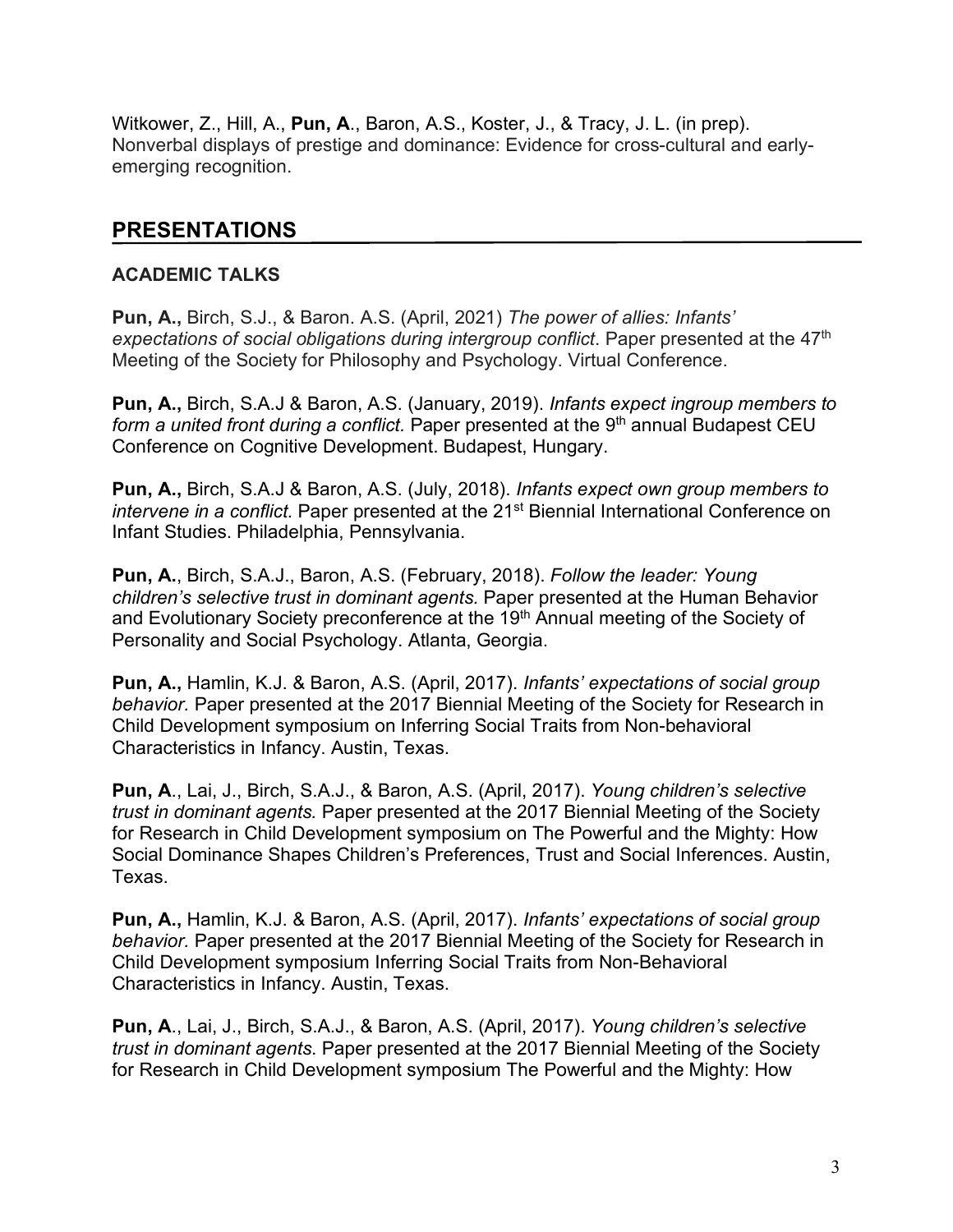Witkower, Z., Hill, A., **Pun, A**., Baron, A.S., Koster, J., & Tracy, J. L. (in prep). Nonverbal displays of prestige and dominance: Evidence for cross-cultural and early-emerging recognition.

## PRESENTATIONS

### ACADEMIC TALKS

**Pun, A.,** Birch, S.J., & Baron. A.S. (April, 2021) *The power of allies: Infants' expectations of social obligations during intergroup conflict*. Paper presented at the 47th Meeting of the Society for Philosophy and Psychology. Virtual Conference.

**Pun, A.,** Birch, S.A.J & Baron, A.S. (January, 2019). *Infants expect ingroup members to form a united front during a conflict.* Paper presented at the 9th annual Budapest CEU Conference on Cognitive Development. Budapest, Hungary.

**Pun, A.,** Birch, S.A.J & Baron, A.S. (July, 2018). *Infants expect own group members to intervene in a conflict.* Paper presented at the 21st Biennial International Conference on Infant Studies. Philadelphia, Pennsylvania.

**Pun, A.**, Birch, S.A.J., Baron, A.S. (February, 2018). *Follow the leader: Young children's selective trust in dominant agents.* Paper presented at the Human Behavior and Evolutionary Society preconference at the 19th Annual meeting of the Society of Personality and Social Psychology. Atlanta, Georgia.

**Pun, A.,** Hamlin, K.J. & Baron, A.S. (April, 2017). *Infants' expectations of social group behavior.* Paper presented at the 2017 Biennial Meeting of the Society for Research in Child Development symposium on Inferring Social Traits from Non-behavioral Characteristics in Infancy. Austin, Texas.

**Pun, A**., Lai, J., Birch, S.A.J., & Baron, A.S. (April, 2017). *Young children's selective trust in dominant agents.* Paper presented at the 2017 Biennial Meeting of the Society for Research in Child Development symposium on The Powerful and the Mighty: How Social Dominance Shapes Children's Preferences, Trust and Social Inferences. Austin, Texas.

**Pun, A.,** Hamlin, K.J. & Baron, A.S. (April, 2017). *Infants' expectations of social group behavior.* Paper presented at the 2017 Biennial Meeting of the Society for Research in Child Development symposium Inferring Social Traits from Non-Behavioral Characteristics in Infancy. Austin, Texas.

**Pun, A**., Lai, J., Birch, S.A.J., & Baron, A.S. (April, 2017). *Young children's selective trust in dominant agents*. Paper presented at the 2017 Biennial Meeting of the Society for Research in Child Development symposium The Powerful and the Mighty: How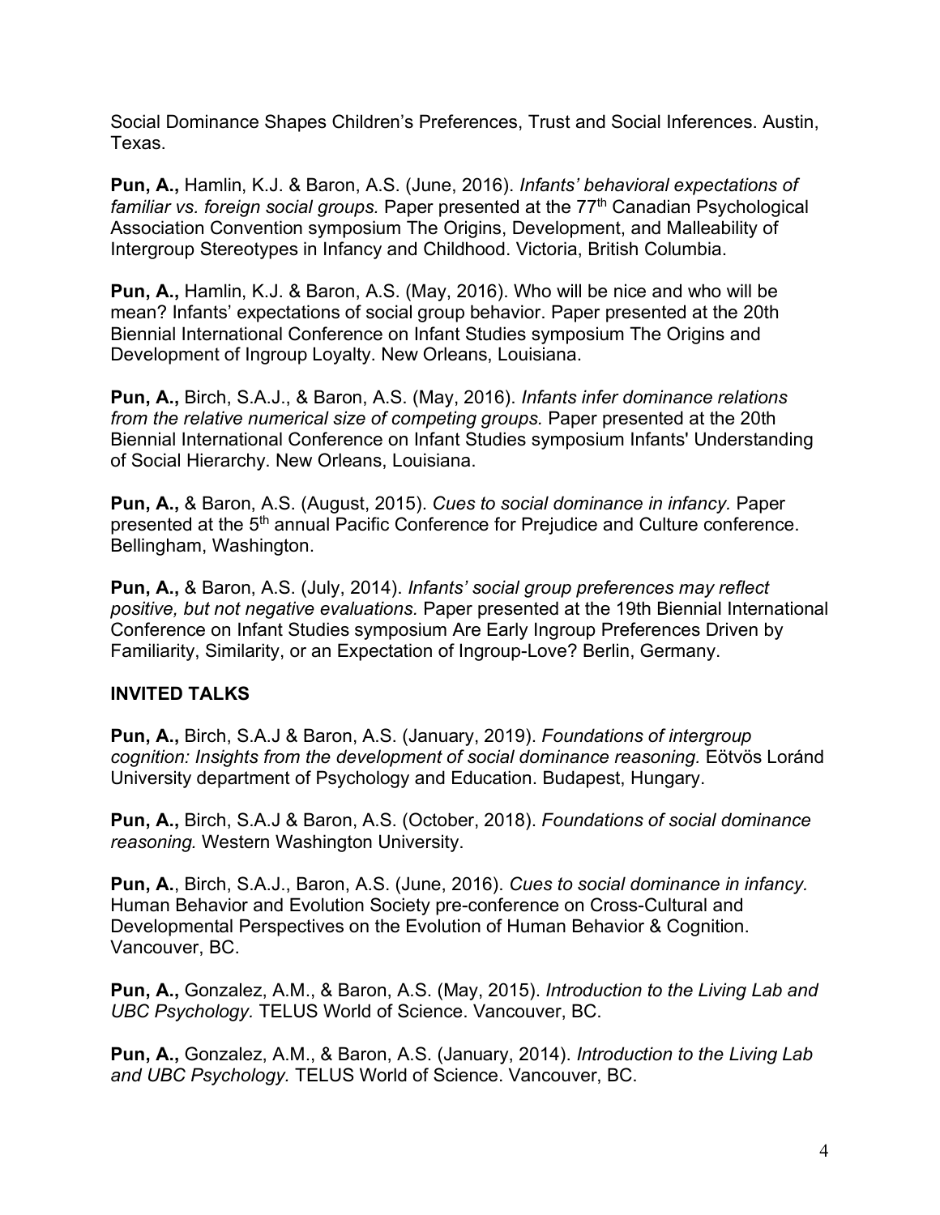Social Dominance Shapes Children's Preferences, Trust and Social Inferences. Austin, Texas.

**Pun, A.,** Hamlin, K.J. & Baron, A.S. (June, 2016). *Infants' behavioral expectations of familiar vs. foreign social groups.* Paper presented at the 77th Canadian Psychological Association Convention symposium The Origins, Development, and Malleability of Intergroup Stereotypes in Infancy and Childhood. Victoria, British Columbia.

**Pun, A.,** Hamlin, K.J. & Baron, A.S. (May, 2016). Who will be nice and who will be mean? Infants' expectations of social group behavior. Paper presented at the 20th Biennial International Conference on Infant Studies symposium The Origins and Development of Ingroup Loyalty. New Orleans, Louisiana.

**Pun, A.,** Birch, S.A.J., & Baron, A.S. (May, 2016). *Infants infer dominance relations from the relative numerical size of competing groups.* Paper presented at the 20th Biennial International Conference on Infant Studies symposium Infants' Understanding of Social Hierarchy. New Orleans, Louisiana.

**Pun, A.,** & Baron, A.S. (August, 2015). *Cues to social dominance in infancy.* Paper presented at the 5th annual Pacific Conference for Prejudice and Culture conference. Bellingham, Washington.

**Pun, A.,** & Baron, A.S. (July, 2014). *Infants' social group preferences may reflect positive, but not negative evaluations.* Paper presented at the 19th Biennial International Conference on Infant Studies symposium Are Early Ingroup Preferences Driven by Familiarity, Similarity, or an Expectation of Ingroup-Love? Berlin, Germany.

## INVITED TALKS

**Pun, A.,** Birch, S.A.J & Baron, A.S. (January, 2019). *Foundations of intergroup cognition: Insights from the development of social dominance reasoning.* Eötvös Loránd University department of Psychology and Education. Budapest, Hungary.

**Pun, A.,** Birch, S.A.J & Baron, A.S. (October, 2018). *Foundations of social dominance reasoning.* Western Washington University.

**Pun, A.**, Birch, S.A.J., Baron, A.S. (June, 2016). *Cues to social dominance in infancy.* Human Behavior and Evolution Society pre-conference on Cross-Cultural and Developmental Perspectives on the Evolution of Human Behavior & Cognition. Vancouver, BC.

**Pun, A.,** Gonzalez, A.M., & Baron, A.S. (May, 2015). *Introduction to the Living Lab and UBC Psychology.* TELUS World of Science. Vancouver, BC.

**Pun, A.,** Gonzalez, A.M., & Baron, A.S. (January, 2014). *Introduction to the Living Lab and UBC Psychology.* TELUS World of Science. Vancouver, BC.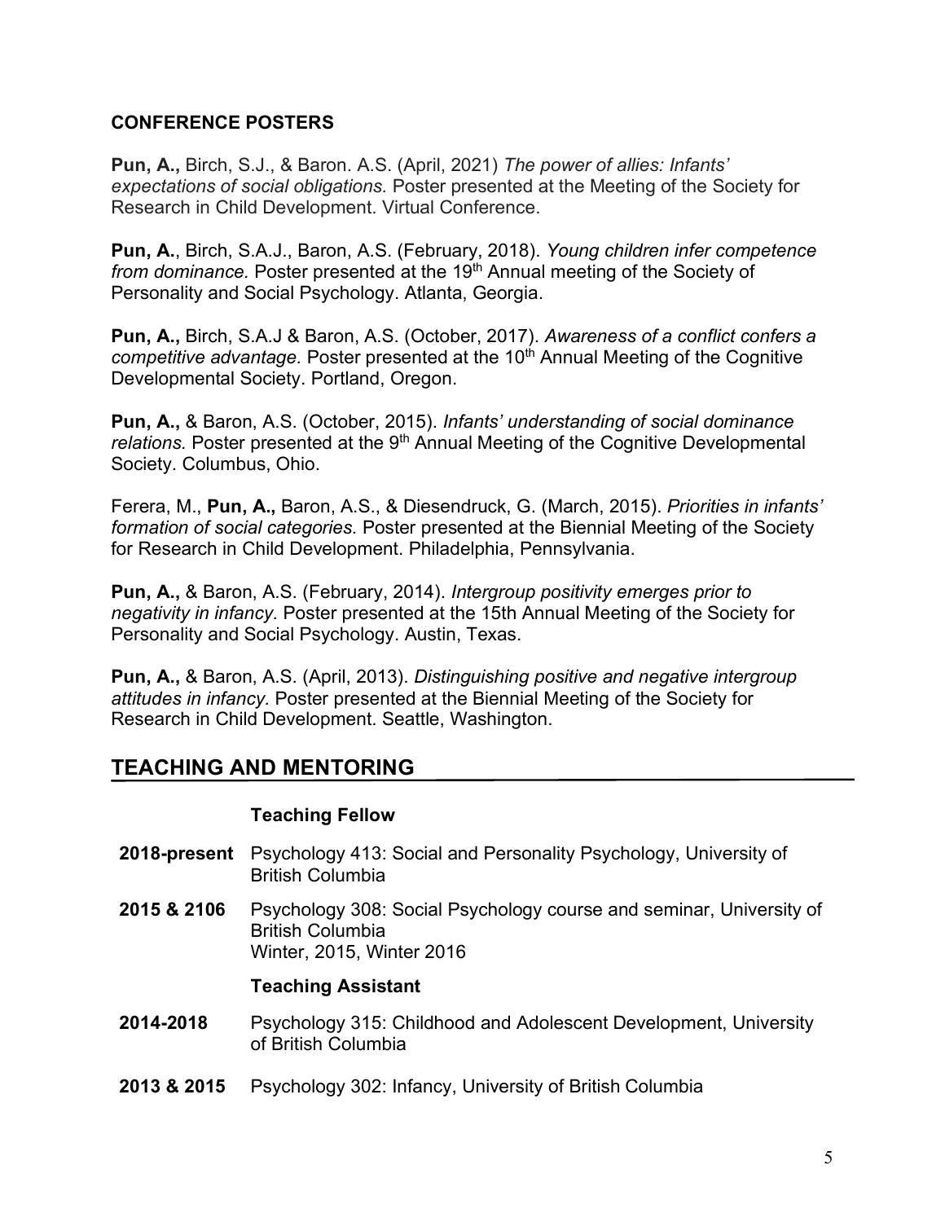### CONFERENCE POSTERS

**Pun, A.,** Birch, S.J., & Baron. A.S. (April, 2021) *The power of allies: Infants' expectations of social obligations.* Poster presented at the Meeting of the Society for Research in Child Development. Virtual Conference.

**Pun, A.**, Birch, S.A.J., Baron, A.S. (February, 2018). *Young children infer competence from dominance.* Poster presented at the 19th Annual meeting of the Society of Personality and Social Psychology. Atlanta, Georgia.

**Pun, A.,** Birch, S.A.J & Baron, A.S. (October, 2017). *Awareness of a conflict confers a competitive advantage.* Poster presented at the 10th Annual Meeting of the Cognitive Developmental Society. Portland, Oregon.

**Pun, A.,** & Baron, A.S. (October, 2015). *Infants' understanding of social dominance relations.* Poster presented at the 9th Annual Meeting of the Cognitive Developmental Society. Columbus, Ohio.

Ferera, M., **Pun, A.,** Baron, A.S., & Diesendruck, G. (March, 2015). *Priorities in infants' formation of social categories.* Poster presented at the Biennial Meeting of the Society for Research in Child Development. Philadelphia, Pennsylvania.

**Pun, A.,** & Baron, A.S. (February, 2014). *Intergroup positivity emerges prior to negativity in infancy.* Poster presented at the 15th Annual Meeting of the Society for Personality and Social Psychology. Austin, Texas.

**Pun, A.,** & Baron, A.S. (April, 2013). *Distinguishing positive and negative intergroup attitudes in infancy.* Poster presented at the Biennial Meeting of the Society for Research in Child Development. Seattle, Washington.

## TEACHING AND MENTORING

**Teaching Fellow**

**2018-present** Psychology 413: Social and Personality Psychology, University of British Columbia

**2015 & 2106** Psychology 308: Social Psychology course and seminar, University of British Columbia
Winter, 2015, Winter 2016

**Teaching Assistant**

**2014-2018** Psychology 315: Childhood and Adolescent Development, University of British Columbia

**2013 & 2015** Psychology 302: Infancy, University of British Columbia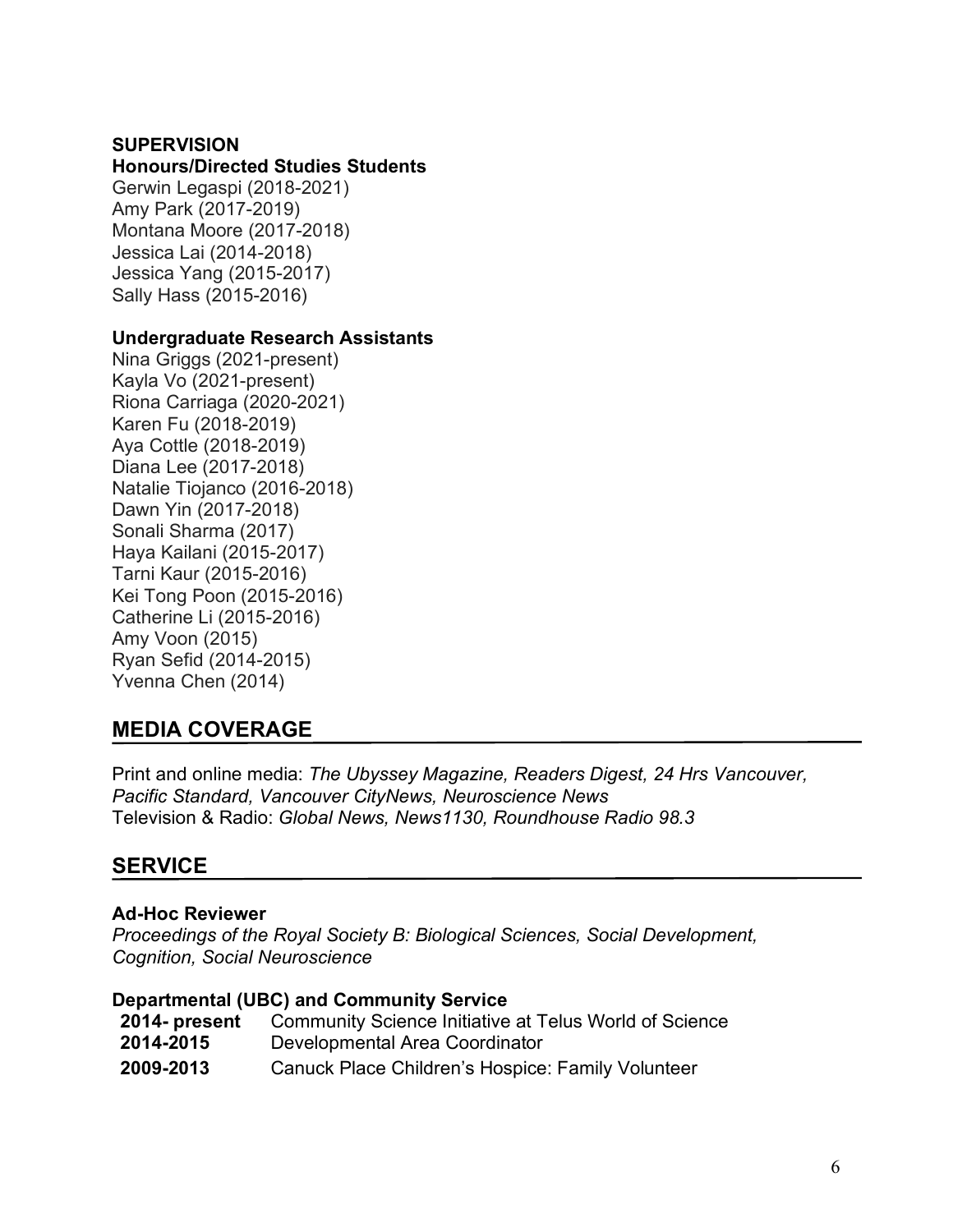### SUPERVISION

**Honours/Directed Studies Students**

Gerwin Legaspi (2018-2021)
Amy Park (2017-2019)
Montana Moore (2017-2018)
Jessica Lai (2014-2018)
Jessica Yang (2015-2017)
Sally Hass (2015-2016)

**Undergraduate Research Assistants**

Nina Griggs (2021-present)
Kayla Vo (2021-present)
Riona Carriaga (2020-2021)
Karen Fu (2018-2019)
Aya Cottle (2018-2019)
Diana Lee (2017-2018)
Natalie Tiojanco (2016-2018)
Dawn Yin (2017-2018)
Sonali Sharma (2017)
Haya Kailani (2015-2017)
Tarni Kaur (2015-2016)
Kei Tong Poon (2015-2016)
Catherine Li (2015-2016)
Amy Voon (2015)
Ryan Sefid (2014-2015)
Yvenna Chen (2014)

## MEDIA COVERAGE

Print and online media: *The Ubyssey Magazine, Readers Digest, 24 Hrs Vancouver, Pacific Standard, Vancouver CityNews, Neuroscience News*
Television & Radio: *Global News, News1130, Roundhouse Radio 98.3*

## SERVICE

**Ad-Hoc Reviewer**

*Proceedings of the Royal Society B: Biological Sciences, Social Development, Cognition, Social Neuroscience*

**Departmental (UBC) and Community Service**

| | |
|---|---|
| **2014- present** | Community Science Initiative at Telus World of Science |
| **2014-2015** | Developmental Area Coordinator |
| **2009-2013** | Canuck Place Children's Hospice: Family Volunteer |